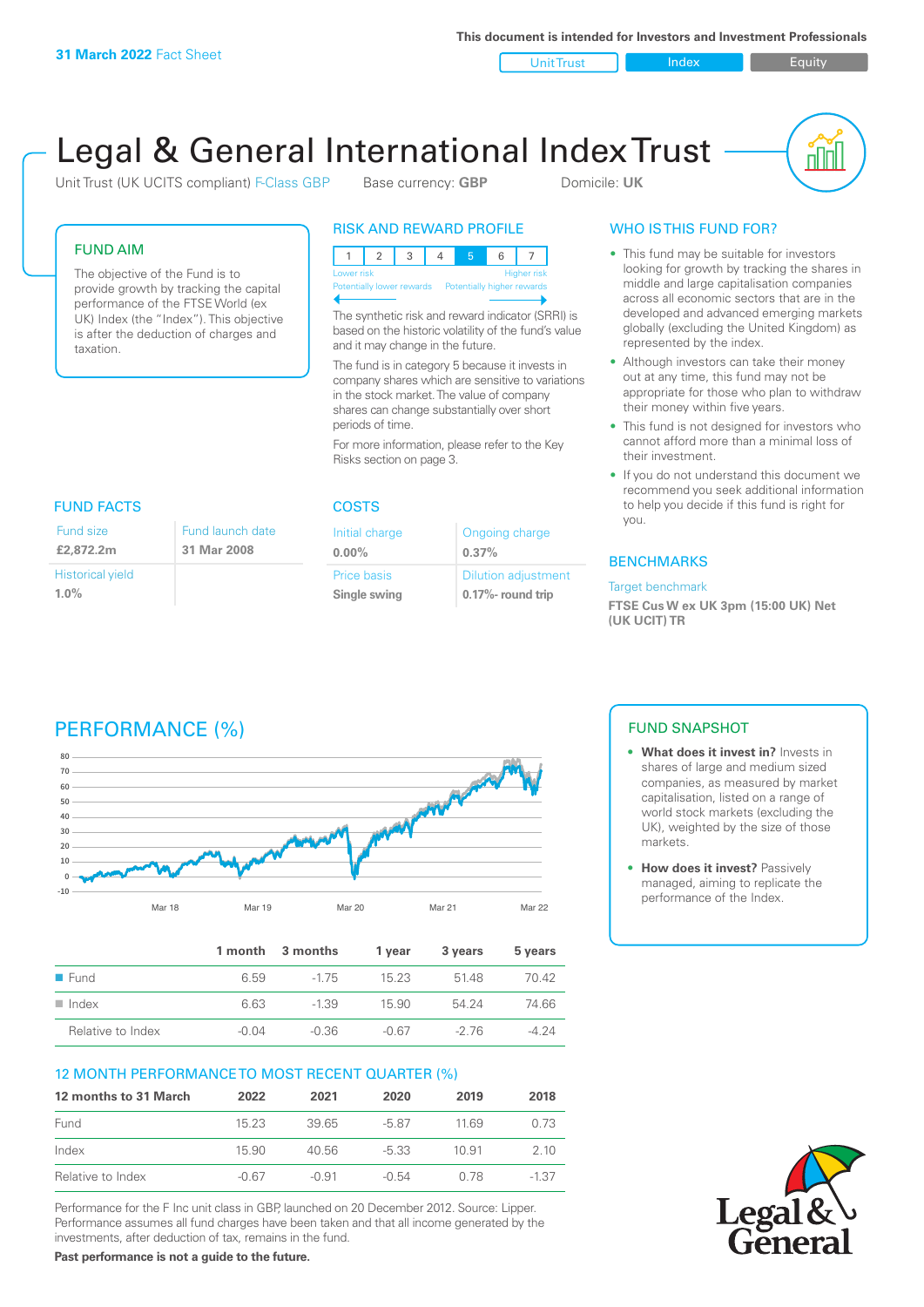**31 March 2022** Fact Sheet

This document is intended for Investors and Investment Professionals

Unit Trust | Index | Equity

# Legal & General International Index Trust

Unit Trust (UK UCITS compliant) F-Class GBP  Base currency: **GBP**  Domicile: **UK**

## FUND AIM

The objective of the Fund is to provide growth by tracking the capital performance of the FTSE World (ex UK) Index (the "Index"). This objective is after the deduction of charges and taxation.

## RISK AND REWARD PROFILE

| 1 | 2 | 3 | 4 | **5** | 6 | 7 |
|---|---|---|---|---|---|---|

Lower risk — Higher risk
Potentially lower rewards — Potentially higher rewards

The synthetic risk and reward indicator (SRRI) is based on the historic volatility of the fund's value and it may change in the future.

The fund is in category 5 because it invests in company shares which are sensitive to variations in the stock market. The value of company shares can change substantially over short periods of time.

For more information, please refer to the Key Risks section on page 3.

## WHO IS THIS FUND FOR?

- This fund may be suitable for investors looking for growth by tracking the shares in middle and large capitalisation companies across all economic sectors that are in the developed and advanced emerging markets globally (excluding the United Kingdom) as represented by the index.
- Although investors can take their money out at any time, this fund may not be appropriate for those who plan to withdraw their money within five years.
- This fund is not designed for investors who cannot afford more than a minimal loss of their investment.
- If you do not understand this document we recommend you seek additional information to help you decide if this fund is right for you.

## FUND FACTS

| Fund size | Fund launch date |
|---|---|
| **£2,872.2m** | **31 Mar 2008** |
| Historical yield | |
| **1.0%** | |

## COSTS

| Initial charge | Ongoing charge |
|---|---|
| **0.00%** | **0.37%** |
| Price basis | Dilution adjustment |
| **Single swing** | **0.17%- round trip** |

## BENCHMARKS

Target benchmark

**FTSE Cus W ex UK 3pm (15:00 UK) Net (UK UCIT) TR**

## PERFORMANCE (%)

| | 1 month | 3 months | 1 year | 3 years | 5 years |
|---|---|---|---|---|---|
| Fund | 6.59 | -1.75 | 15.23 | 51.48 | 70.42 |
| Index | 6.63 | -1.39 | 15.90 | 54.24 | 74.66 |
| Relative to Index | -0.04 | -0.36 | -0.67 | -2.76 | -4.24 |

## 12 MONTH PERFORMANCE TO MOST RECENT QUARTER (%)

| 12 months to 31 March | 2022 | 2021 | 2020 | 2019 | 2018 |
|---|---|---|---|---|---|
| Fund | 15.23 | 39.65 | -5.87 | 11.69 | 0.73 |
| Index | 15.90 | 40.56 | -5.33 | 10.91 | 2.10 |
| Relative to Index | -0.67 | -0.91 | -0.54 | 0.78 | -1.37 |

Performance for the F Inc unit class in GBP, launched on 20 December 2012. Source: Lipper. Performance assumes all fund charges have been taken and that all income generated by the investments, after deduction of tax, remains in the fund.

**Past performance is not a guide to the future.**

## FUND SNAPSHOT

- **What does it invest in?** Invests in shares of large and medium sized companies, as measured by market capitalisation, listed on a range of world stock markets (excluding the UK), weighted by the size of those markets.
- **How does it invest?** Passively managed, aiming to replicate the performance of the Index.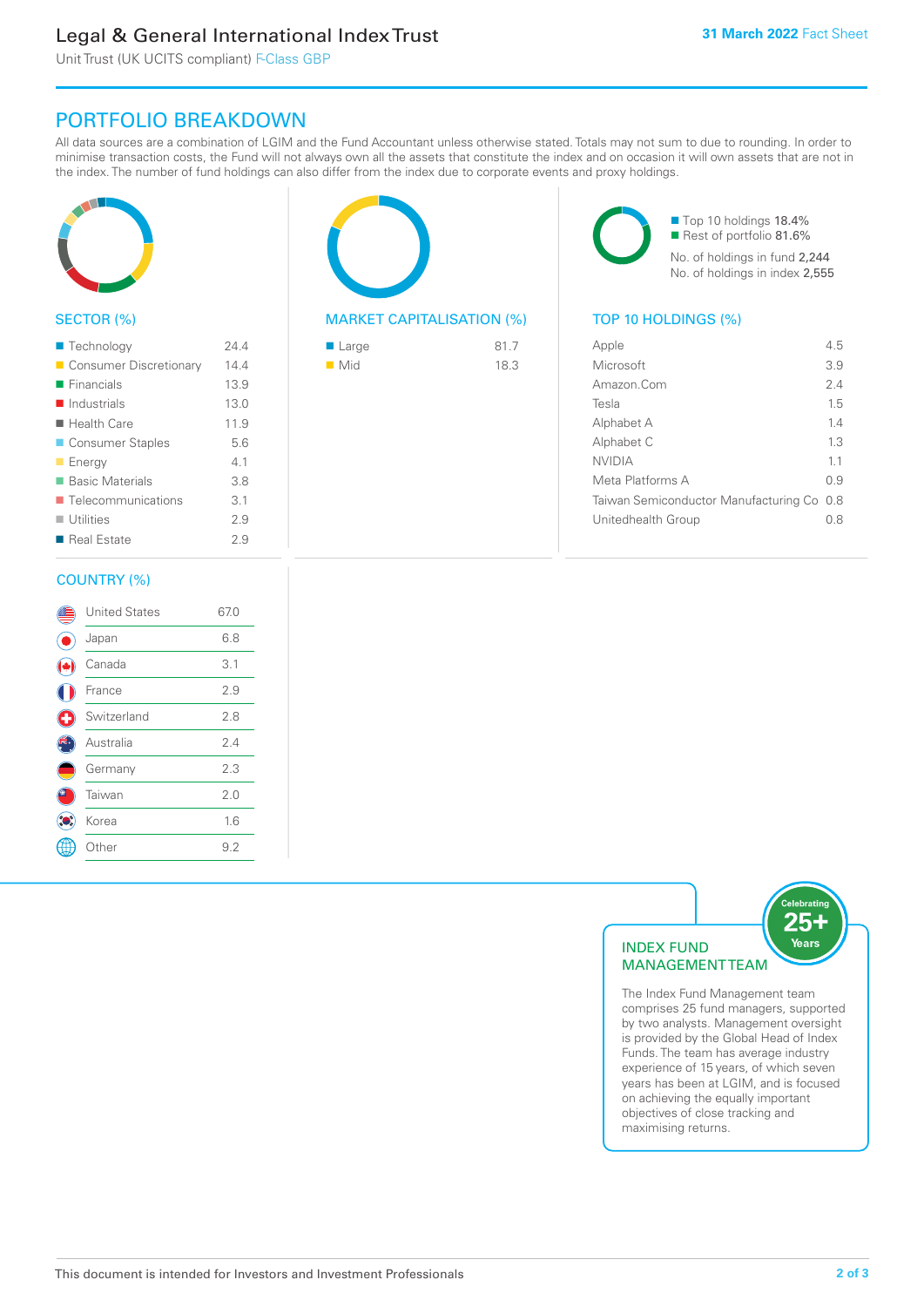# Legal & General International Index Trust

Unit Trust (UK UCITS compliant) F-Class GBP

**31 March 2022** Fact Sheet

## PORTFOLIO BREAKDOWN

All data sources are a combination of LGIM and the Fund Accountant unless otherwise stated. Totals may not sum to due to rounding. In order to minimise transaction costs, the Fund will not always own all the assets that constitute the index and on occasion it will own assets that are not in the index. The number of fund holdings can also differ from the index due to corporate events and proxy holdings.

### SECTOR (%)

| Sector | % |
|---|---|
| Technology | 24.4 |
| Consumer Discretionary | 14.4 |
| Financials | 13.9 |
| Industrials | 13.0 |
| Health Care | 11.9 |
| Consumer Staples | 5.6 |
| Energy | 4.1 |
| Basic Materials | 3.8 |
| Telecommunications | 3.1 |
| Utilities | 2.9 |
| Real Estate | 2.9 |

### MARKET CAPITALISATION (%)

| Market Cap | % |
|---|---|
| Large | 81.7 |
| Mid | 18.3 |

- Top 10 holdings 18.4%
- Rest of portfolio 81.6%

No. of holdings in fund 2,244
No. of holdings in index 2,555

### TOP 10 HOLDINGS (%)

| Holding | % |
|---|---|
| Apple | 4.5 |
| Microsoft | 3.9 |
| Amazon.Com | 2.4 |
| Tesla | 1.5 |
| Alphabet A | 1.4 |
| Alphabet C | 1.3 |
| NVIDIA | 1.1 |
| Meta Platforms A | 0.9 |
| Taiwan Semiconductor Manufacturing Co | 0.8 |
| Unitedhealth Group | 0.8 |

### COUNTRY (%)

| Country | % |
|---|---|
| United States | 67.0 |
| Japan | 6.8 |
| Canada | 3.1 |
| France | 2.9 |
| Switzerland | 2.8 |
| Australia | 2.4 |
| Germany | 2.3 |
| Taiwan | 2.0 |
| Korea | 1.6 |
| Other | 9.2 |

### INDEX FUND MANAGEMENT TEAM

Celebrating 25+ Years

The Index Fund Management team comprises 25 fund managers, supported by two analysts. Management oversight is provided by the Global Head of Index Funds. The team has average industry experience of 15 years, of which seven years has been at LGIM, and is focused on achieving the equally important objectives of close tracking and maximising returns.

This document is intended for Investors and Investment Professionals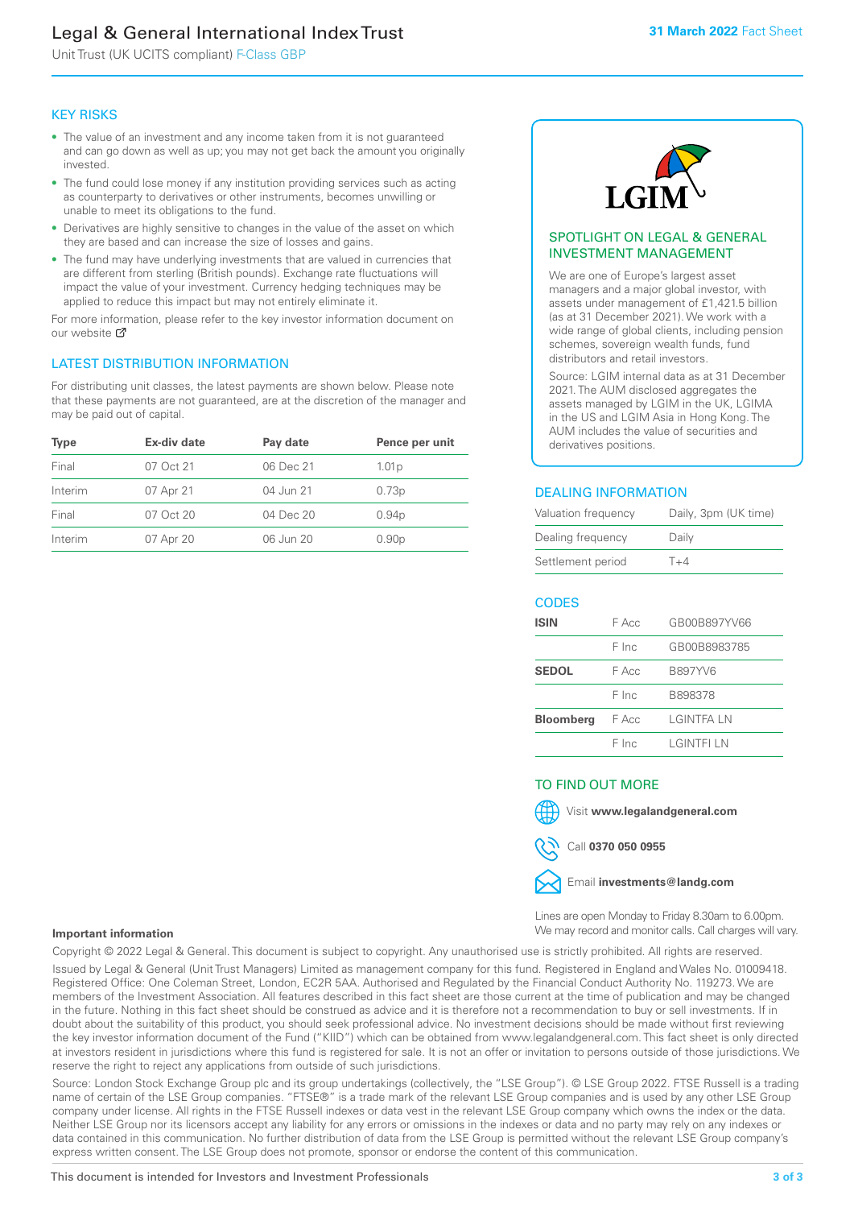## KEY RISKS

- The value of an investment and any income taken from it is not guaranteed and can go down as well as up; you may not get back the amount you originally invested.
- The fund could lose money if any institution providing services such as acting as counterparty to derivatives or other instruments, becomes unwilling or unable to meet its obligations to the fund.
- Derivatives are highly sensitive to changes in the value of the asset on which they are based and can increase the size of losses and gains.
- The fund may have underlying investments that are valued in currencies that are different from sterling (British pounds). Exchange rate fluctuations will impact the value of your investment. Currency hedging techniques may be applied to reduce this impact but may not entirely eliminate it.

For more information, please refer to the key investor information document on our website

## LATEST DISTRIBUTION INFORMATION

For distributing unit classes, the latest payments are shown below. Please note that these payments are not guaranteed, are at the discretion of the manager and may be paid out of capital.

| Type | Ex-div date | Pay date | Pence per unit |
|---|---|---|---|
| Final | 07 Oct 21 | 06 Dec 21 | 1.01p |
| Interim | 07 Apr 21 | 04 Jun 21 | 0.73p |
| Final | 07 Oct 20 | 04 Dec 20 | 0.94p |
| Interim | 07 Apr 20 | 06 Jun 20 | 0.90p |

## SPOTLIGHT ON LEGAL & GENERAL INVESTMENT MANAGEMENT

We are one of Europe's largest asset managers and a major global investor, with assets under management of £1,421.5 billion (as at 31 December 2021). We work with a wide range of global clients, including pension schemes, sovereign wealth funds, fund distributors and retail investors.

Source: LGIM internal data as at 31 December 2021. The AUM disclosed aggregates the assets managed by LGIM in the UK, LGIMA in the US and LGIM Asia in Hong Kong. The AUM includes the value of securities and derivatives positions.

## DEALING INFORMATION

| | |
|---|---|
| Valuation frequency | Daily, 3pm (UK time) |
| Dealing frequency | Daily |
| Settlement period | T+4 |

## CODES

| | | |
|---|---|---|
| **ISIN** | F Acc | GB00B897YV66 |
| | F Inc | GB00B8983785 |
| **SEDOL** | F Acc | B897YV6 |
| | F Inc | B898378 |
| **Bloomberg** | F Acc | LGINTFA LN |
| | F Inc | LGINTFI LN |

## TO FIND OUT MORE

Visit **www.legalandgeneral.com**

Call **0370 050 0955**

Email **investments@landg.com**

Lines are open Monday to Friday 8.30am to 6.00pm. We may record and monitor calls. Call charges will vary.

**Important information**

Copyright © 2022 Legal & General. This document is subject to copyright. Any unauthorised use is strictly prohibited. All rights are reserved.

Issued by Legal & General (Unit Trust Managers) Limited as management company for this fund. Registered in England and Wales No. 01009418. Registered Office: One Coleman Street, London, EC2R 5AA. Authorised and Regulated by the Financial Conduct Authority No. 119273. We are members of the Investment Association. All features described in this fact sheet are those current at the time of publication and may be changed in the future. Nothing in this fact sheet should be construed as advice and it is therefore not a recommendation to buy or sell investments. If in doubt about the suitability of this product, you should seek professional advice. No investment decisions should be made without first reviewing the key investor information document of the Fund ("KIID") which can be obtained from www.legalandgeneral.com. This fact sheet is only directed at investors resident in jurisdictions where this fund is registered for sale. It is not an offer or invitation to persons outside of those jurisdictions. We reserve the right to reject any applications from outside of such jurisdictions.

Source: London Stock Exchange Group plc and its group undertakings (collectively, the "LSE Group"). © LSE Group 2022. FTSE Russell is a trading name of certain of the LSE Group companies. "FTSE®" is a trade mark of the relevant LSE Group companies and is used by any other LSE Group company under license. All rights in the FTSE Russell indexes or data vest in the relevant LSE Group company which owns the index or the data. Neither LSE Group nor its licensors accept any liability for any errors or omissions in the indexes or data and no party may rely on any indexes or data contained in this communication. No further distribution of data from the LSE Group is permitted without the relevant LSE Group company's express written consent. The LSE Group does not promote, sponsor or endorse the content of this communication.

This document is intended for Investors and Investment Professionals